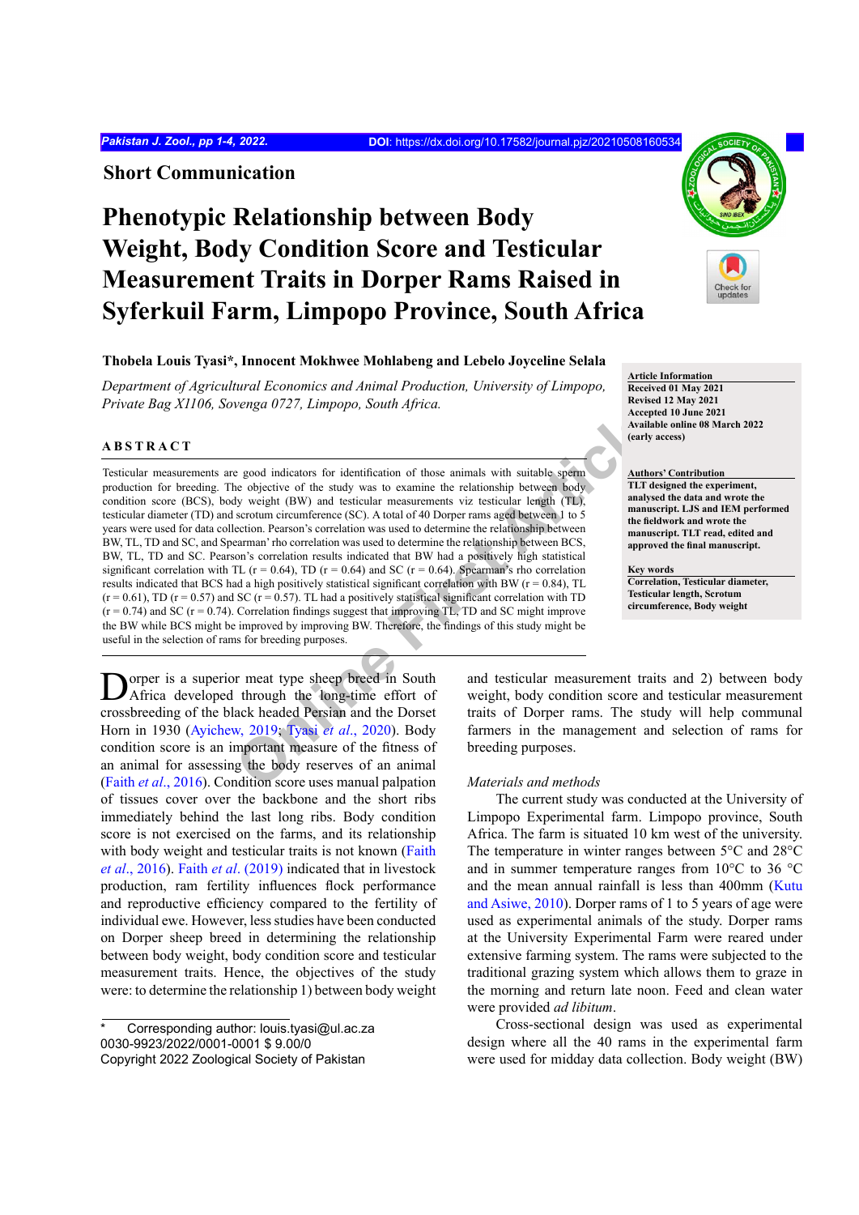Short Communication

# Phenotypic Relationship between Body Weight, Body Condition Score and Testicular Measurement Traits in Dorper Rams Raised in Syferkuil Farm, Limpopo Province, South Africa

**Thobela Louis Tyasi\*, Innocent Mokhwee Mohlabeng and Lebelo Joyceline Selala**

*Department of Agricultural Economics and Animal Production, University of Limpopo, Private Bag X1106, Sovenga 0727, Limpopo, South Africa.*

**Article Information**
Received 01 May 2021
Revised 12 May 2021
Accepted 10 June 2021
Available online 08 March 2022 (early access)

**Authors' Contribution**
TLT designed the experiment, analysed the data and wrote the manuscript. LJS and IEM performed the fieldwork and wrote the manuscript. TLT read, edited and approved the final manuscript.

**Key words**
Correlation, Testicular diameter, Testicular length, Scrotum circumference, Body weight

## ABSTRACT

Testicular measurements are good indicators for identification of those animals with suitable sperm production for breeding. The objective of the study was to examine the relationship between body condition score (BCS), body weight (BW) and testicular measurements viz testicular length (TL), testicular diameter (TD) and scrotum circumference (SC). A total of 40 Dorper rams aged between 1 to 5 years were used for data collection. Pearson's correlation was used to determine the relationship between BW, TL, TD and SC, and Spearman' rho correlation was used to determine the relationship between BCS, BW, TL, TD and SC. Pearson's correlation results indicated that BW had a positively high statistical significant correlation with TL (r = 0.64), TD (r = 0.64) and SC (r = 0.64). Spearman's rho correlation results indicated that BCS had a high positively statistical significant correlation with BW (r = 0.84), TL (r = 0.61), TD (r = 0.57) and SC (r = 0.57). TL had a positively statistical significant correlation with TD (r = 0.74) and SC (r = 0.74). Correlation findings suggest that improving TL, TD and SC might improve the BW while BCS might be improved by improving BW. Therefore, the findings of this study might be useful in the selection of rams for breeding purposes.

Dorper is a superior meat type sheep breed in South Africa developed through the long-time effort of crossbreeding of the black headed Persian and the Dorset Horn in 1930 (Ayichew, 2019; Tyasi *et al*., 2020). Body condition score is an important measure of the fitness of an animal for assessing the body reserves of an animal (Faith *et al*., 2016). Condition score uses manual palpation of tissues cover over the backbone and the short ribs immediately behind the last long ribs. Body condition score is not exercised on the farms, and its relationship with body weight and testicular traits is not known (Faith *et al*., 2016). Faith *et al*. (2019) indicated that in livestock production, ram fertility influences flock performance and reproductive efficiency compared to the fertility of individual ewe. However, less studies have been conducted on Dorper sheep breed in determining the relationship between body weight, body condition score and testicular measurement traits. Hence, the objectives of the study were: to determine the relationship 1) between body weight and testicular measurement traits and 2) between body weight, body condition score and testicular measurement traits of Dorper rams. The study will help communal farmers in the management and selection of rams for breeding purposes.

*Materials and methods*

The current study was conducted at the University of Limpopo Experimental farm. Limpopo province, South Africa. The farm is situated 10 km west of the university. The temperature in winter ranges between 5°C and 28°C and in summer temperature ranges from 10°C to 36 °C and the mean annual rainfall is less than 400mm (Kutu and Asiwe, 2010). Dorper rams of 1 to 5 years of age were used as experimental animals of the study. Dorper rams at the University Experimental Farm were reared under extensive farming system. The rams were subjected to the traditional grazing system which allows them to graze in the morning and return late noon. Feed and clean water were provided *ad libitum*.

Cross-sectional design was used as experimental design where all the 40 rams in the experimental farm were used for midday data collection. Body weight (BW)

\* Corresponding author: louis.tyasi@ul.ac.za
0030-9923/2022/0001-0001 $ 9.00/0
Copyright 2022 Zoological Society of Pakistan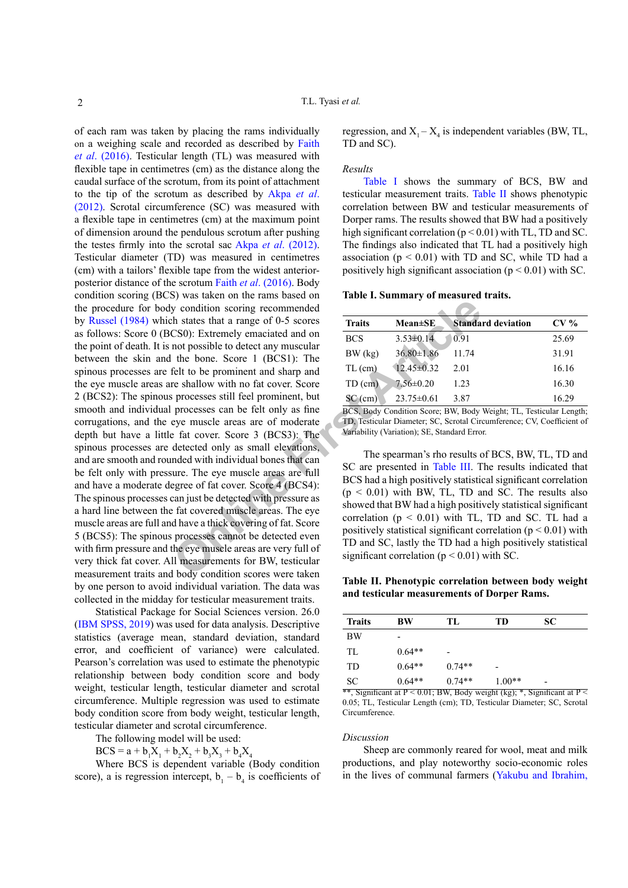of each ram was taken by placing the rams individually on a weighing scale and recorded as described by Faith *et al*. (2016). Testicular length (TL) was measured with flexible tape in centimetres (cm) as the distance along the caudal surface of the scrotum, from its point of attachment to the tip of the scrotum as described by Akpa *et al*. (2012). Scrotal circumference (SC) was measured with a flexible tape in centimetres (cm) at the maximum point of dimension around the pendulous scrotum after pushing the testes firmly into the scrotal sac Akpa *et al*. (2012). Testicular diameter (TD) was measured in centimetres (cm) with a tailors' flexible tape from the widest anterior-posterior distance of the scrotum Faith *et al*. (2016). Body condition scoring (BCS) was taken on the rams based on the procedure for body condition scoring recommended by Russel (1984) which states that a range of 0-5 scores as follows: Score 0 (BCS0): Extremely emaciated and on the point of death. It is not possible to detect any muscular between the skin and the bone. Score 1 (BCS1): The spinous processes are felt to be prominent and sharp and the eye muscle areas are shallow with no fat cover. Score 2 (BCS2): The spinous processes still feel prominent, but smooth and individual processes can be felt only as fine corrugations, and the eye muscle areas are of moderate depth but have a little fat cover. Score 3 (BCS3): The spinous processes are detected only as small elevations, and are smooth and rounded with individual bones that can be felt only with pressure. The eye muscle areas are full and have a moderate degree of fat cover. Score 4 (BCS4): The spinous processes can just be detected with pressure as a hard line between the fat covered muscle areas. The eye muscle areas are full and have a thick covering of fat. Score 5 (BCS5): The spinous processes cannot be detected even with firm pressure and the eye muscle areas are very full of very thick fat cover. All measurements for BW, testicular measurement traits and body condition scores were taken by one person to avoid individual variation. The data was collected in the midday for testicular measurement traits.

Statistical Package for Social Sciences version. 26.0 (IBM SPSS, 2019) was used for data analysis. Descriptive statistics (average mean, standard deviation, standard error, and coefficient of variance) were calculated. Pearson's correlation was used to estimate the phenotypic relationship between body condition score and body weight, testicular length, testicular diameter and scrotal circumference. Multiple regression was used to estimate body condition score from body weight, testicular length, testicular diameter and scrotal circumference.

The following model will be used:

$$BCS = a + b_1X_1 + b_2X_2 + b_3X_3 + b_4X_4$$

Where BCS is dependent variable (Body condition score), a is regression intercept, $b_1 - b_4$ is coefficients of regression, and $X_1 - X_4$ is independent variables (BW, TL, TD and SC).

## Results

Table I shows the summary of BCS, BW and testicular measurement traits. Table II shows phenotypic correlation between BW and testicular measurements of Dorper rams. The results showed that BW had a positively high significant correlation ($p < 0.01$) with TL, TD and SC. The findings also indicated that TL had a positively high association ($p < 0.01$) with TD and SC, while TD had a positively high significant association ($p < 0.01$) with SC.

**Table I. Summary of measured traits.**

| Traits | Mean±SE | Standard deviation | CV % |
|---|---|---|---|
| BCS | 3.53±0.14 | 0.91 | 25.69 |
| BW (kg) | 36.80±1.86 | 11.74 | 31.91 |
| TL (cm) | 12.45±0.32 | 2.01 | 16.16 |
| TD (cm) | 7.56±0.20 | 1.23 | 16.30 |
| SC (cm) | 23.75±0.61 | 3.87 | 16.29 |

BCS, Body Condition Score; BW, Body Weight; TL, Testicular Length; TD, Testicular Diameter; SC, Scrotal Circumference; CV, Coefficient of Variability (Variation); SE, Standard Error.

The spearman's rho results of BCS, BW, TL, TD and SC are presented in Table III. The results indicated that BCS had a high positively statistical significant correlation ($p < 0.01$) with BW, TL, TD and SC. The results also showed that BW had a high positively statistical significant correlation ($p < 0.01$) with TL, TD and SC. TL had a positively statistical significant correlation ($p < 0.01$) with TD and SC, lastly the TD had a high positively statistical significant correlation ($p < 0.01$) with SC.

**Table II. Phenotypic correlation between body weight and testicular measurements of Dorper Rams.**

| Traits | BW | TL | TD | SC |
|---|---|---|---|---|
| BW | - | | | |
| TL | 0.64** | - | | |
| TD | 0.64** | 0.74** | - | |
| SC | 0.64** | 0.74** | 1.00** | - |

**, Significant at $P < 0.01$; BW, Body weight (kg); *, Significant at $P < 0.05$; TL, Testicular Length (cm); TD, Testicular Diameter; SC, Scrotal Circumference.

## Discussion

Sheep are commonly reared for wool, meat and milk productions, and play noteworthy socio-economic roles in the lives of communal farmers (Yakubu and Ibrahim,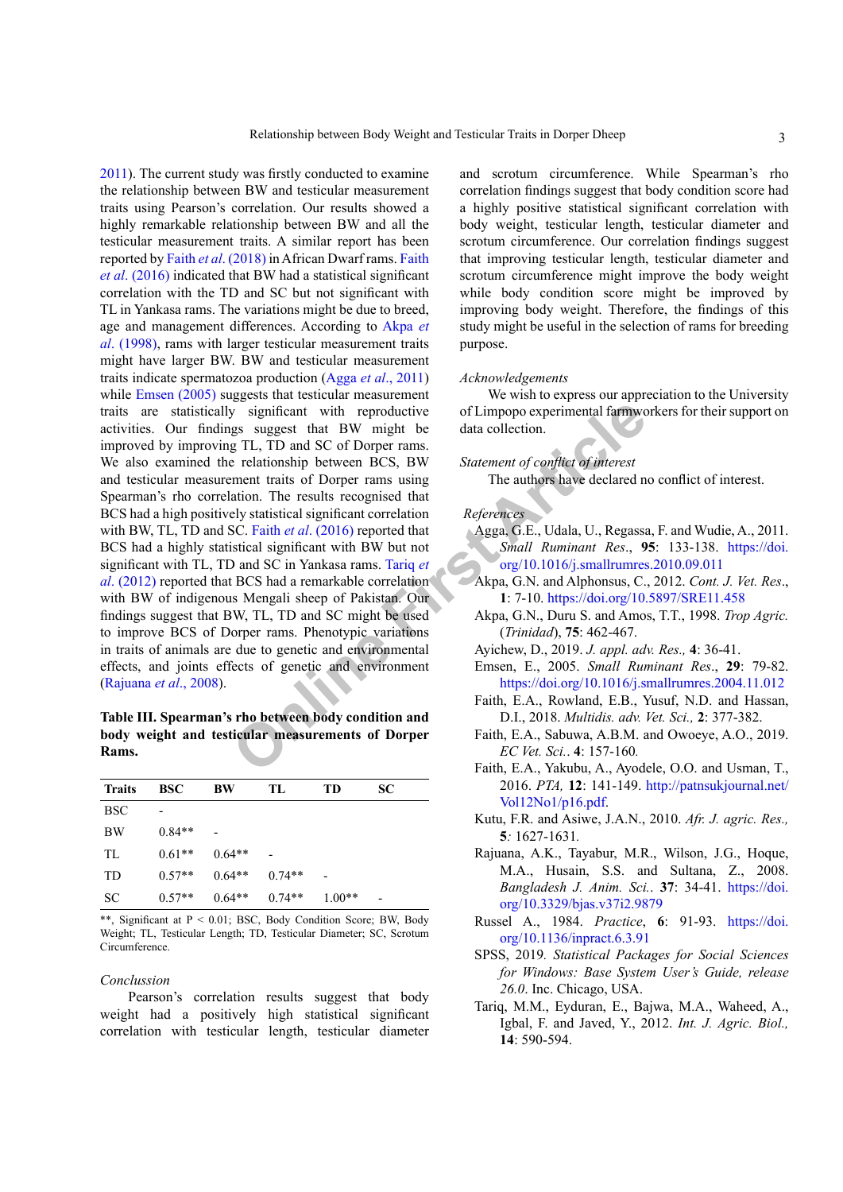2011). The current study was firstly conducted to examine the relationship between BW and testicular measurement traits using Pearson's correlation. Our results showed a highly remarkable relationship between BW and all the testicular measurement traits. A similar report has been reported by Faith *et al*. (2018) in African Dwarf rams. Faith *et al*. (2016) indicated that BW had a statistical significant correlation with the TD and SC but not significant with TL in Yankasa rams. The variations might be due to breed, age and management differences. According to Akpa *et al*. (1998), rams with larger testicular measurement traits might have larger BW. BW and testicular measurement traits indicate spermatozoa production (Agga *et al*., 2011) while Emsen (2005) suggests that testicular measurement traits are statistically significant with reproductive activities. Our findings suggest that BW might be improved by improving TL, TD and SC of Dorper rams. We also examined the relationship between BCS, BW and testicular measurement traits of Dorper rams using Spearman's rho correlation. The results recognised that BCS had a high positively statistical significant correlation with BW, TL, TD and SC. Faith *et al*. (2016) reported that BCS had a highly statistical significant with BW but not significant with TL, TD and SC in Yankasa rams. Tariq *et al*. (2012) reported that BCS had a remarkable correlation with BW of indigenous Mengali sheep of Pakistan. Our findings suggest that BW, TL, TD and SC might be used to improve BCS of Dorper rams. Phenotypic variations in traits of animals are due to genetic and environmental effects, and joints effects of genetic and environment (Rajuana *et al*., 2008).

**Table III. Spearman's rho between body condition and body weight and testicular measurements of Dorper Rams.**

| Traits | BSC | BW | TL | TD | SC |
|---|---|---|---|---|---|
| BSC | - | | | | |
| BW | 0.84** | - | | | |
| TL | 0.61** | 0.64** | - | | |
| TD | 0.57** | 0.64** | 0.74** | - | |
| SC | 0.57** | 0.64** | 0.74** | 1.00** | - |

**, Significant at $P < 0.01$; BSC, Body Condition Score; BW, Body Weight; TL, Testicular Length; TD, Testicular Diameter; SC, Scrotum Circumference.

*Conclussion*

Pearson's correlation results suggest that body weight had a positively high statistical significant correlation with testicular length, testicular diameter and scrotum circumference. While Spearman's rho correlation findings suggest that body condition score had a highly positive statistical significant correlation with body weight, testicular length, testicular diameter and scrotum circumference. Our correlation findings suggest that improving testicular length, testicular diameter and scrotum circumference might improve the body weight while body condition score might be improved by improving body weight. Therefore, the findings of this study might be useful in the selection of rams for breeding purpose.

*Acknowledgements*

We wish to express our appreciation to the University of Limpopo experimental farmworkers for their support on data collection.

*Statement of conflict of interest*

The authors have declared no conflict of interest.

*References*

Agga, G.E., Udala, U., Regassa, F. and Wudie, A., 2011. *Small Ruminant Res*., **95**: 133-138. https://doi.org/10.1016/j.smallrumres.2010.09.011

Akpa, G.N. and Alphonsus, C., 2012. *Cont. J. Vet. Res*., **1**: 7-10. https://doi.org/10.5897/SRE11.458

Akpa, G.N., Duru S. and Amos, T.T., 1998. *Trop Agric.* (*Trinidad*), **75**: 462-467.

Ayichew, D., 2019. *J. appl. adv. Res.,* **4**: 36-41.

Emsen, E., 2005. *Small Ruminant Res*., **29**: 79-82. https://doi.org/10.1016/j.smallrumres.2004.11.012

Faith, E.A., Rowland, E.B., Yusuf, N.D. and Hassan, D.I., 2018. *Multidis. adv. Vet. Sci.,* **2**: 377-382.

Faith, E.A., Sabuwa, A.B.M. and Owoeye, A.O., 2019. *EC Vet. Sci.*. **4**: 157-160.

Faith, E.A., Yakubu, A., Ayodele, O.O. and Usman, T., 2016. *PTA,* **12**: 141-149. http://patnsukjournal.net/Vol12No1/p16.pdf.

Kutu, F.R. and Asiwe, J.A.N., 2010. *Afr. J. agric. Res.,* **5***:* 1627-1631*.*

Rajuana, A.K., Tayabur, M.R., Wilson, J.G., Hoque, M.A., Husain, S.S. and Sultana, Z., 2008. *Bangladesh J. Anim. Sci.*. **37**: 34-41. https://doi.org/10.3329/bjas.v37i2.9879

Russel A., 1984. *Practice*, **6**: 91-93. https://doi.org/10.1136/inpract.6.3.91

SPSS, 2019*. Statistical Packages for Social Sciences for Windows: Base System User's Guide, release 26.0*. Inc. Chicago, USA.

Tariq, M.M., Eyduran, E., Bajwa, M.A., Waheed, A., Igbal, F. and Javed, Y., 2012. *Int. J. Agric. Biol.,* **14**: 590-594.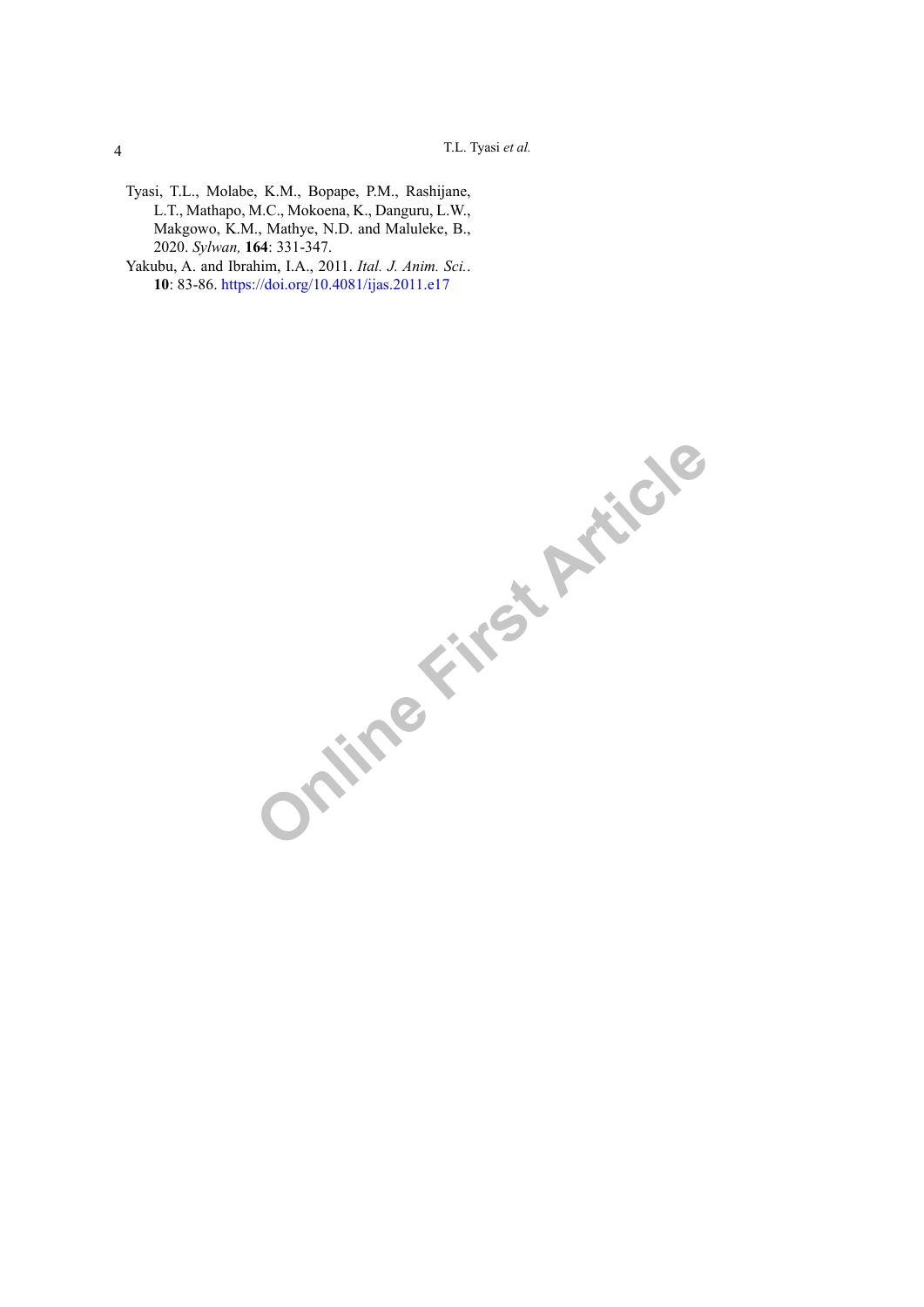Tyasi, T.L., Molabe, K.M., Bopape, P.M., Rashijane, L.T., Mathapo, M.C., Mokoena, K., Danguru, L.W., Makgowo, K.M., Mathye, N.D. and Maluleke, B., 2020. *Sylwan,* **164**: 331-347.

Yakubu, A. and Ibrahim, I.A., 2011. *Ital. J. Anim. Sci.*. **10**: 83-86. https://doi.org/10.4081/ijas.2011.e17